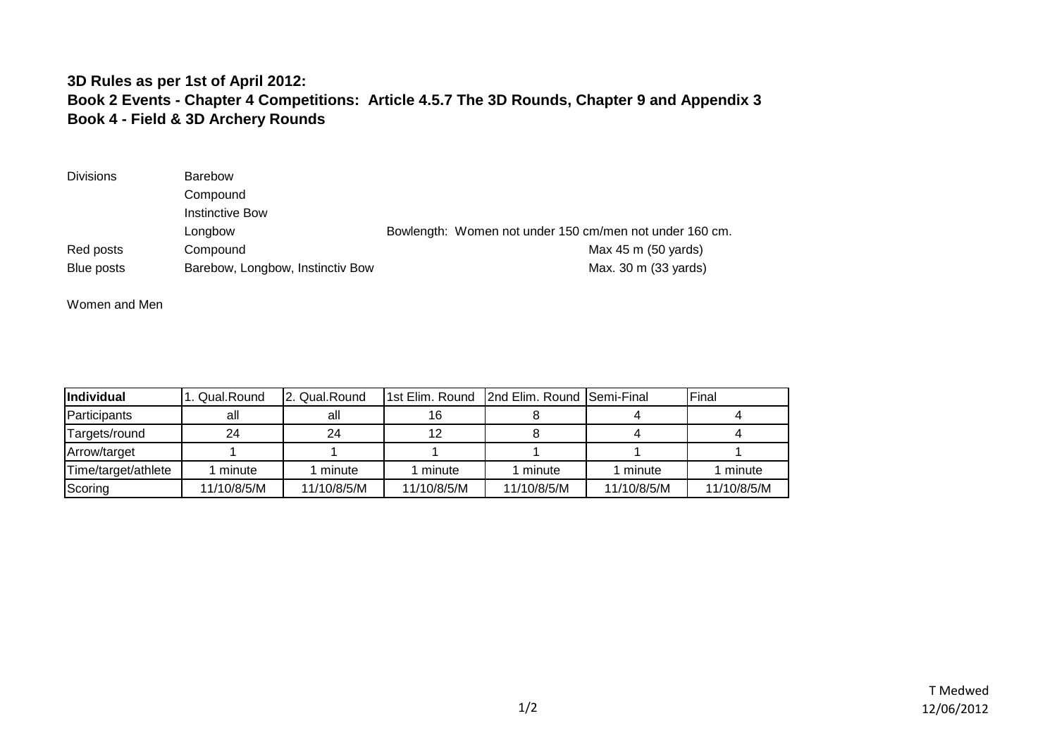**3D Rules as per 1st of April 2012:**
**Book 2 Events - Chapter 4 Competitions: Article 4.5.7 The 3D Rounds, Chapter 9 and Appendix 3**
**Book 4 - Field & 3D Archery Rounds**

| | | | |
|---|---|---|---|
| Divisions | Barebow | | |
| | Compound | | |
| | Instinctive Bow | | |
| | Longbow | Bowlength: Women not under 150 cm/men not under 160 cm. | |
| Red posts | Compound | | Max 45 m (50 yards) |
| Blue posts | Barebow, Longbow, Instinctiv Bow | | Max. 30 m (33 yards) |

Women and Men

| **Individual** | 1. Qual.Round | 2. Qual.Round | 1st Elim. Round | 2nd Elim. Round | Semi-Final | Final |
|---|---|---|---|---|---|---|
| Participants | all | all | 16 | 8 | 4 | 4 |
| Targets/round | 24 | 24 | 12 | 8 | 4 | 4 |
| Arrow/target | 1 | 1 | 1 | 1 | 1 | 1 |
| Time/target/athlete | 1 minute | 1 minute | 1 minute | 1 minute | 1 minute | 1 minute |
| Scoring | 11/10/8/5/M | 11/10/8/5/M | 11/10/8/5/M | 11/10/8/5/M | 11/10/8/5/M | 11/10/8/5/M |

T Medwed
12/06/2012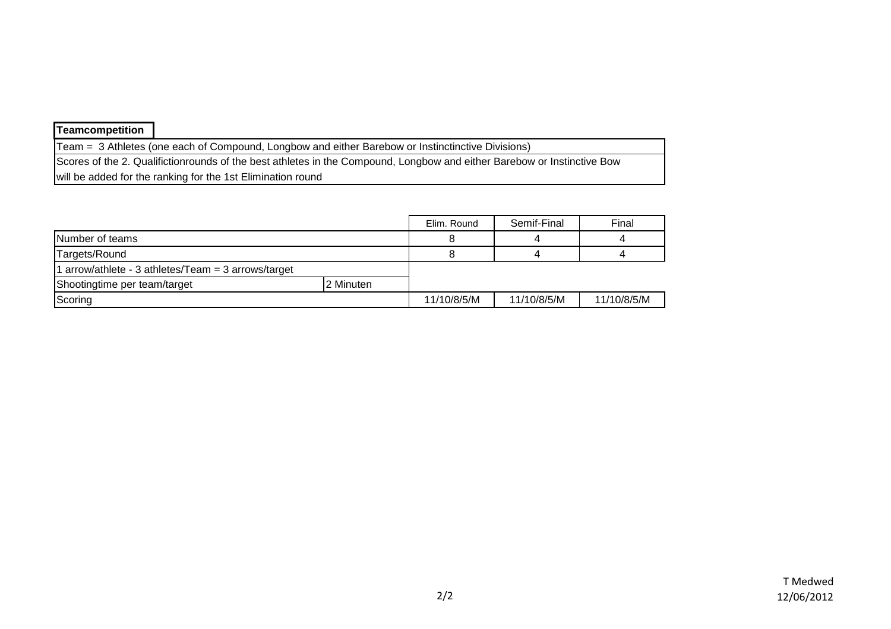**Teamcompetition**

Team = 3 Athletes (one each of Compound, Longbow and either Barebow or Instinctinctive Divisions)

Scores of the 2. Qualifictionrounds of the best athletes in the Compound, Longbow and either Barebow or Instinctive Bow will be added for the ranking for the 1st Elimination round

| | | Elim. Round | Semif-Final | Final |
|---|---|---|---|---|
| Number of teams | | 8 | 4 | 4 |
| Targets/Round | | 8 | 4 | 4 |
| 1 arrow/athlete - 3 athletes/Team = 3 arrows/target | | | | |
| Shootingtime per team/target | 2 Minuten | | | |
| Scoring | | 11/10/8/5/M | 11/10/8/5/M | 11/10/8/5/M |

T Medwed
12/06/2012